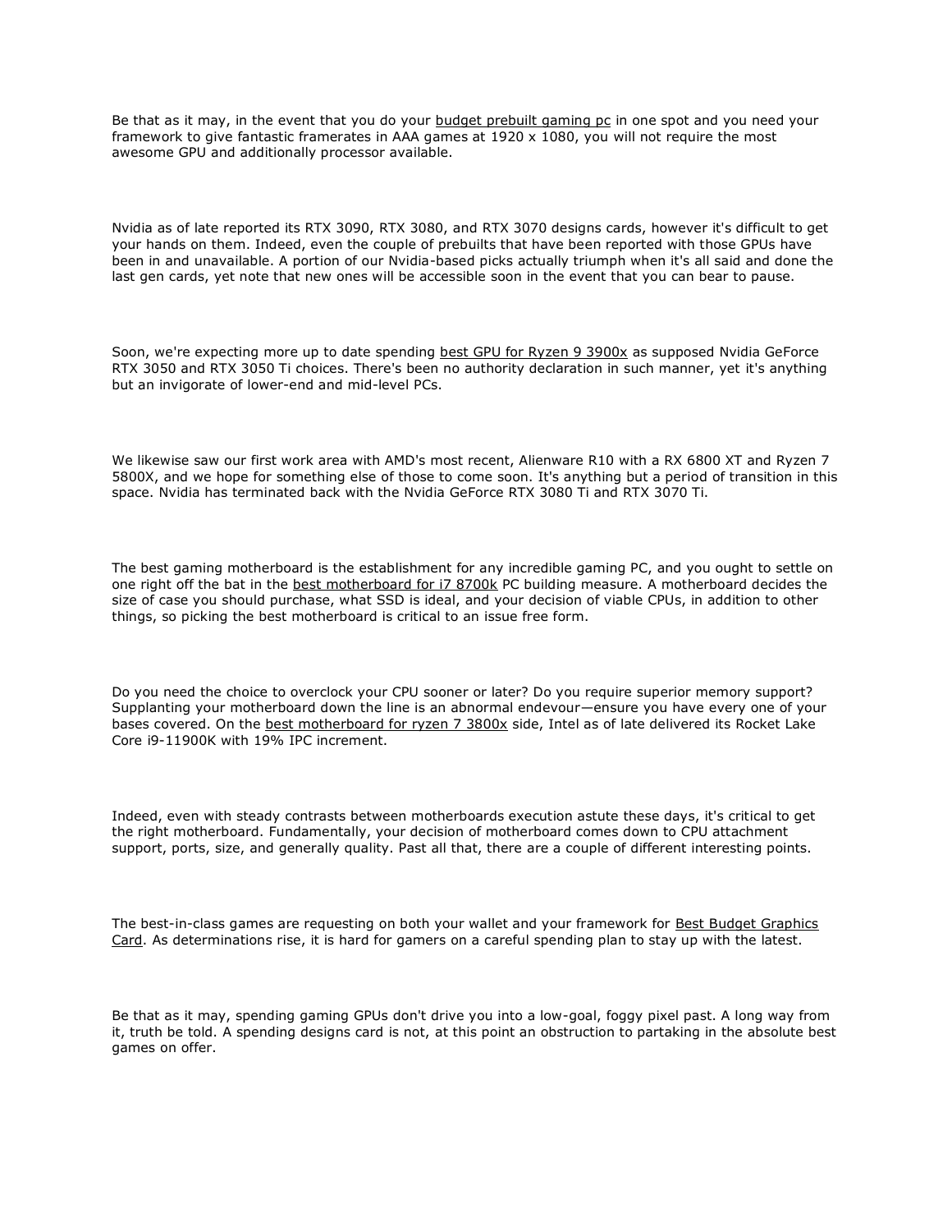Be that as it may, in the event that you do your budget prebuilt gaming pc in one spot and you need your framework to give fantastic framerates in AAA games at 1920 x 1080, you will not require the most awesome GPU and additionally processor available.

Nvidia as of late reported its RTX 3090, RTX 3080, and RTX 3070 designs cards, however it's difficult to get your hands on them. Indeed, even the couple of prebuilts that have been reported with those GPUs have been in and unavailable. A portion of our Nvidia-based picks actually triumph when it's all said and done the last gen cards, yet note that new ones will be accessible soon in the event that you can bear to pause.

Soon, we're expecting more up to date spending best GPU for Ryzen 9 3900x as supposed Nvidia GeForce RTX 3050 and RTX 3050 Ti choices. There's been no authority declaration in such manner, yet it's anything but an invigorate of lower-end and mid-level PCs.

We likewise saw our first work area with AMD's most recent, Alienware R10 with a RX 6800 XT and Ryzen 7 5800X, and we hope for something else of those to come soon. It's anything but a period of transition in this space. Nvidia has terminated back with the Nvidia GeForce RTX 3080 Ti and RTX 3070 Ti.

The best gaming motherboard is the establishment for any incredible gaming PC, and you ought to settle on one right off the bat in the best motherboard for i7 8700k PC building measure. A motherboard decides the size of case you should purchase, what SSD is ideal, and your decision of viable CPUs, in addition to other things, so picking the best motherboard is critical to an issue free form.

Do you need the choice to overclock your CPU sooner or later? Do you require superior memory support? Supplanting your motherboard down the line is an abnormal endevour—ensure you have every one of your bases covered. On the best motherboard for ryzen 7 3800x side, Intel as of late delivered its Rocket Lake Core i9-11900K with 19% IPC increment.

Indeed, even with steady contrasts between motherboards execution astute these days, it's critical to get the right motherboard. Fundamentally, your decision of motherboard comes down to CPU attachment support, ports, size, and generally quality. Past all that, there are a couple of different interesting points.

The best-in-class games are requesting on both your wallet and your framework for Best Budget Graphics Card. As determinations rise, it is hard for gamers on a careful spending plan to stay up with the latest.

Be that as it may, spending gaming GPUs don't drive you into a low-goal, foggy pixel past. A long way from it, truth be told. A spending designs card is not, at this point an obstruction to partaking in the absolute best games on offer.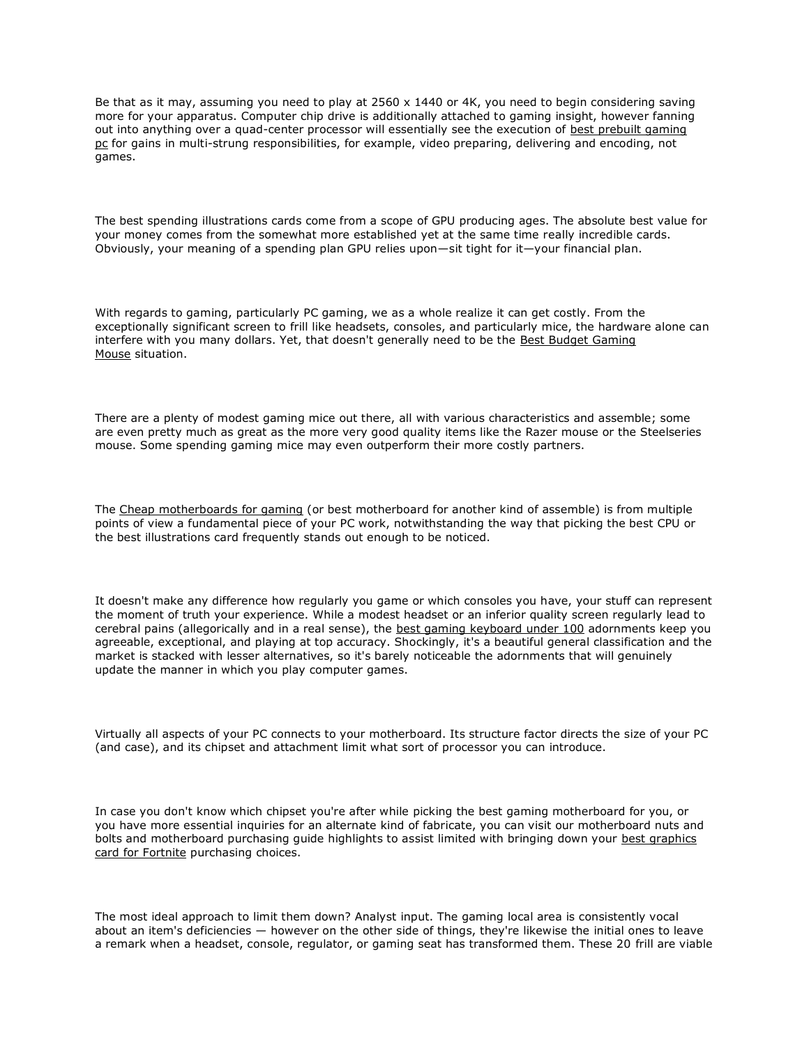Be that as it may, assuming you need to play at 2560 x 1440 or 4K, you need to begin considering saving more for your apparatus. Computer chip drive is additionally attached to gaming insight, however fanning out into anything over a quad-center processor will essentially see the execution of best prebuilt gaming pc for gains in multi-strung responsibilities, for example, video preparing, delivering and encoding, not games.

The best spending illustrations cards come from a scope of GPU producing ages. The absolute best value for your money comes from the somewhat more established yet at the same time really incredible cards. Obviously, your meaning of a spending plan GPU relies upon—sit tight for it—your financial plan.

With regards to gaming, particularly PC gaming, we as a whole realize it can get costly. From the exceptionally significant screen to frill like headsets, consoles, and particularly mice, the hardware alone can interfere with you many dollars. Yet, that doesn't generally need to be the Best Budget Gaming Mouse situation.

There are a plenty of modest gaming mice out there, all with various characteristics and assemble; some are even pretty much as great as the more very good quality items like the Razer mouse or the Steelseries mouse. Some spending gaming mice may even outperform their more costly partners.

The Cheap motherboards for gaming (or best motherboard for another kind of assemble) is from multiple points of view a fundamental piece of your PC work, notwithstanding the way that picking the best CPU or the best illustrations card frequently stands out enough to be noticed.

It doesn't make any difference how regularly you game or which consoles you have, your stuff can represent the moment of truth your experience. While a modest headset or an inferior quality screen regularly lead to cerebral pains (allegorically and in a real sense), the best gaming keyboard under 100 adornments keep you agreeable, exceptional, and playing at top accuracy. Shockingly, it's a beautiful general classification and the market is stacked with lesser alternatives, so it's barely noticeable the adornments that will genuinely update the manner in which you play computer games.

Virtually all aspects of your PC connects to your motherboard. Its structure factor directs the size of your PC (and case), and its chipset and attachment limit what sort of processor you can introduce.

In case you don't know which chipset you're after while picking the best gaming motherboard for you, or you have more essential inquiries for an alternate kind of fabricate, you can visit our motherboard nuts and bolts and motherboard purchasing guide highlights to assist limited with bringing down your best graphics card for Fortnite purchasing choices.

The most ideal approach to limit them down? Analyst input. The gaming local area is consistently vocal about an item's deficiencies — however on the other side of things, they're likewise the initial ones to leave a remark when a headset, console, regulator, or gaming seat has transformed them. These 20 frill are viable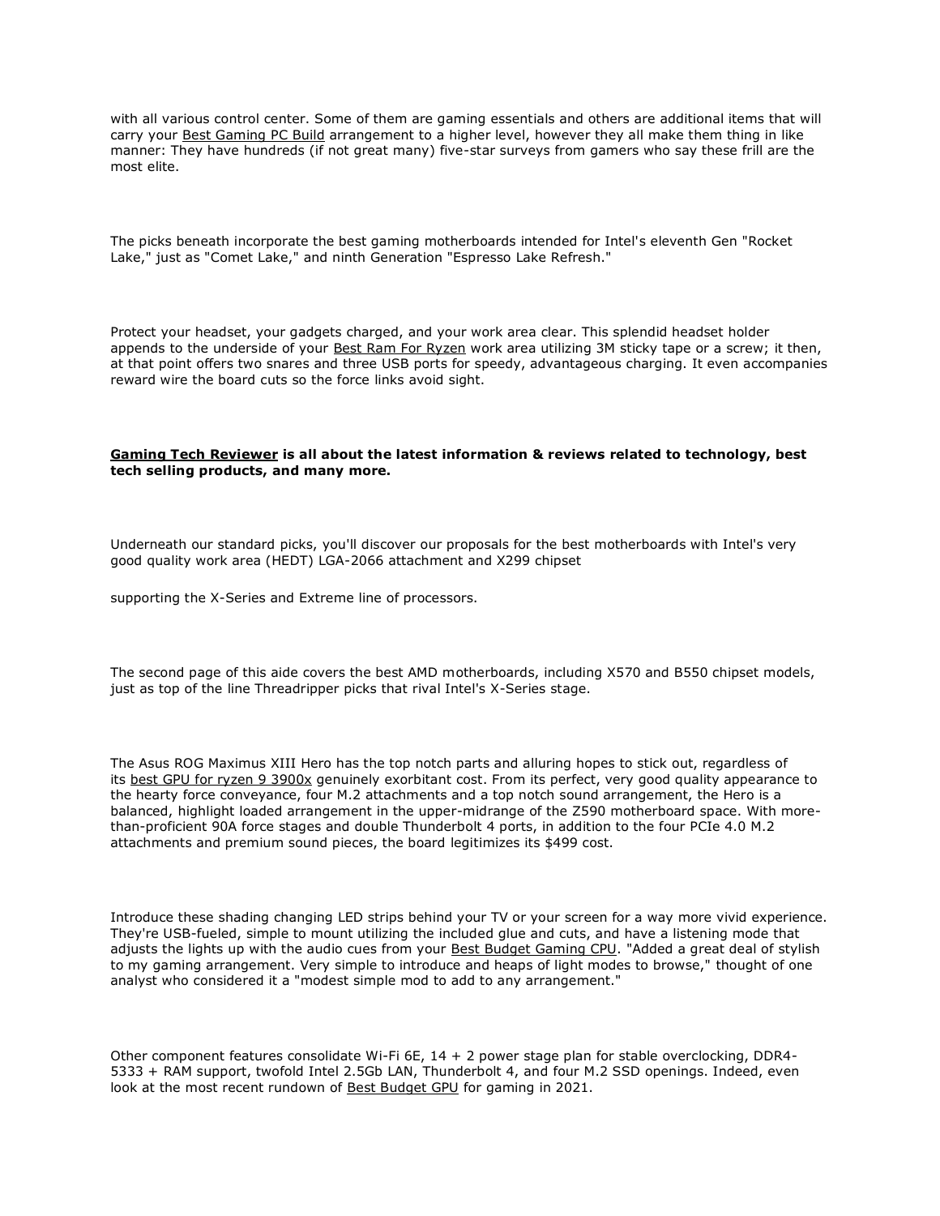with all various control center. Some of them are gaming essentials and others are additional items that will carry your Best Gaming PC Build arrangement to a higher level, however they all make them thing in like manner: They have hundreds (if not great many) five-star surveys from gamers who say these frill are the most elite.

The picks beneath incorporate the best gaming motherboards intended for Intel's eleventh Gen "Rocket Lake," just as "Comet Lake," and ninth Generation "Espresso Lake Refresh."

Protect your headset, your gadgets charged, and your work area clear. This splendid headset holder appends to the underside of your Best Ram For Ryzen work area utilizing 3M sticky tape or a screw; it then, at that point offers two snares and three USB ports for speedy, advantageous charging. It even accompanies reward wire the board cuts so the force links avoid sight.

**Gaming Tech Reviewer is all about the latest information & reviews related to technology, best tech selling products, and many more.**

Underneath our standard picks, you'll discover our proposals for the best motherboards with Intel's very good quality work area (HEDT) LGA-2066 attachment and X299 chipset

supporting the X-Series and Extreme line of processors.

The second page of this aide covers the best AMD motherboards, including X570 and B550 chipset models, just as top of the line Threadripper picks that rival Intel's X-Series stage.

The Asus ROG Maximus XIII Hero has the top notch parts and alluring hopes to stick out, regardless of its best GPU for ryzen 9 3900x genuinely exorbitant cost. From its perfect, very good quality appearance to the hearty force conveyance, four M.2 attachments and a top notch sound arrangement, the Hero is a balanced, highlight loaded arrangement in the upper-midrange of the Z590 motherboard space. With more-than-proficient 90A force stages and double Thunderbolt 4 ports, in addition to the four PCIe 4.0 M.2 attachments and premium sound pieces, the board legitimizes its $499 cost.

Introduce these shading changing LED strips behind your TV or your screen for a way more vivid experience. They're USB-fueled, simple to mount utilizing the included glue and cuts, and have a listening mode that adjusts the lights up with the audio cues from your Best Budget Gaming CPU. "Added a great deal of stylish to my gaming arrangement. Very simple to introduce and heaps of light modes to browse," thought of one analyst who considered it a "modest simple mod to add to any arrangement."

Other component features consolidate Wi-Fi 6E, 14 + 2 power stage plan for stable overclocking, DDR4-5333 + RAM support, twofold Intel 2.5Gb LAN, Thunderbolt 4, and four M.2 SSD openings. Indeed, even look at the most recent rundown of Best Budget GPU for gaming in 2021.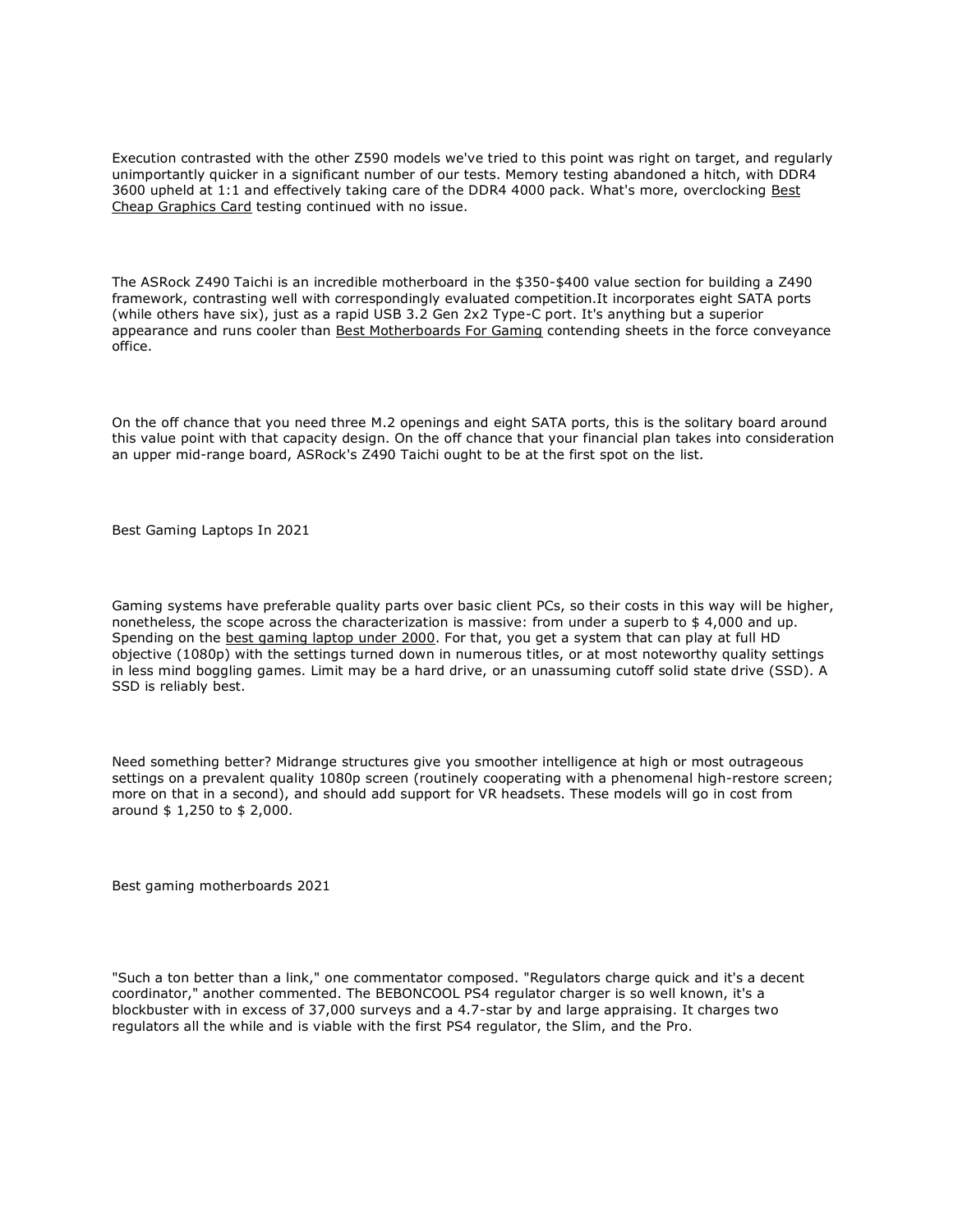Execution contrasted with the other Z590 models we've tried to this point was right on target, and regularly unimportantly quicker in a significant number of our tests. Memory testing abandoned a hitch, with DDR4 3600 upheld at 1:1 and effectively taking care of the DDR4 4000 pack. What's more, overclocking Best Cheap Graphics Card testing continued with no issue.

The ASRock Z490 Taichi is an incredible motherboard in the $350-$400 value section for building a Z490 framework, contrasting well with correspondingly evaluated competition.It incorporates eight SATA ports (while others have six), just as a rapid USB 3.2 Gen 2x2 Type-C port. It's anything but a superior appearance and runs cooler than Best Motherboards For Gaming contending sheets in the force conveyance office.

On the off chance that you need three M.2 openings and eight SATA ports, this is the solitary board around this value point with that capacity design. On the off chance that your financial plan takes into consideration an upper mid-range board, ASRock's Z490 Taichi ought to be at the first spot on the list.

## Best Gaming Laptops In 2021

Gaming systems have preferable quality parts over basic client PCs, so their costs in this way will be higher, nonetheless, the scope across the characterization is massive: from under a superb to $ 4,000 and up. Spending on the best gaming laptop under 2000. For that, you get a system that can play at full HD objective (1080p) with the settings turned down in numerous titles, or at most noteworthy quality settings in less mind boggling games. Limit may be a hard drive, or an unassuming cutoff solid state drive (SSD). A SSD is reliably best.

Need something better? Midrange structures give you smoother intelligence at high or most outrageous settings on a prevalent quality 1080p screen (routinely cooperating with a phenomenal high-restore screen; more on that in a second), and should add support for VR headsets. These models will go in cost from around $ 1,250 to $ 2,000.

## Best gaming motherboards 2021

"Such a ton better than a link," one commentator composed. "Regulators charge quick and it's a decent coordinator," another commented. The BEBONCOOL PS4 regulator charger is so well known, it's a blockbuster with in excess of 37,000 surveys and a 4.7-star by and large appraising. It charges two regulators all the while and is viable with the first PS4 regulator, the Slim, and the Pro.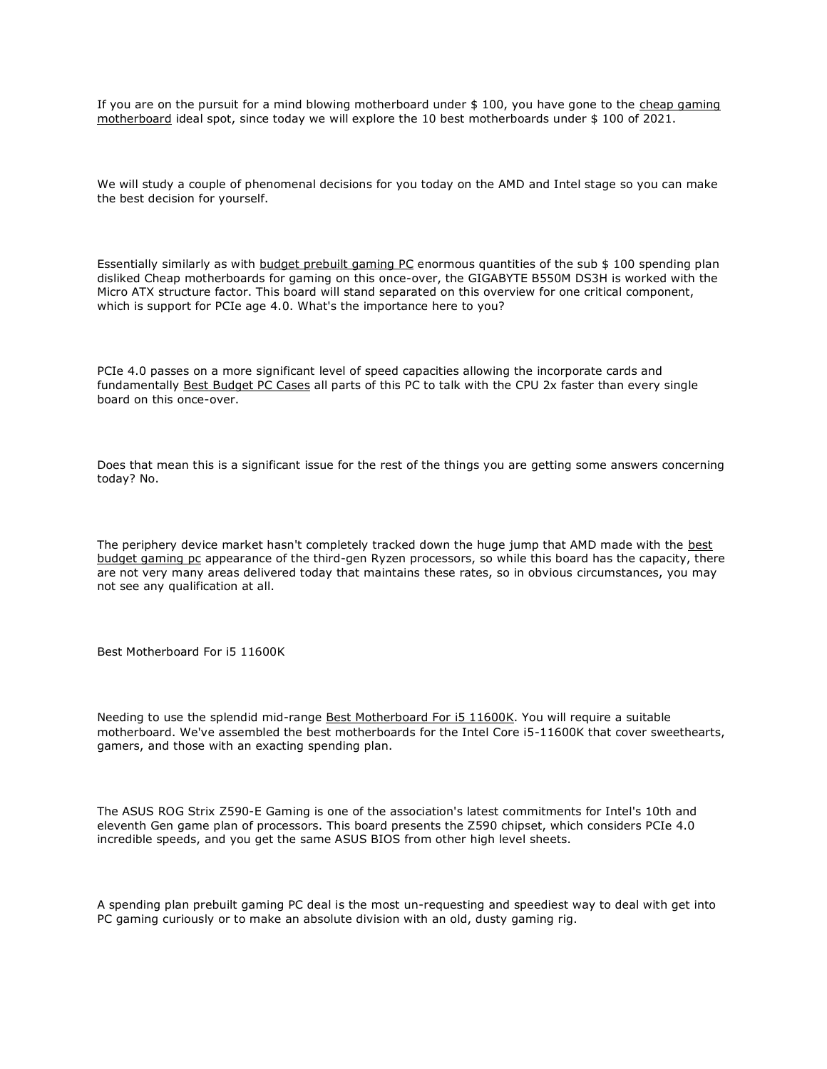If you are on the pursuit for a mind blowing motherboard under $ 100, you have gone to the cheap gaming motherboard ideal spot, since today we will explore the 10 best motherboards under $ 100 of 2021.

We will study a couple of phenomenal decisions for you today on the AMD and Intel stage so you can make the best decision for yourself.

Essentially similarly as with budget prebuilt gaming PC enormous quantities of the sub $ 100 spending plan disliked Cheap motherboards for gaming on this once-over, the GIGABYTE B550M DS3H is worked with the Micro ATX structure factor. This board will stand separated on this overview for one critical component, which is support for PCIe age 4.0. What's the importance here to you?

PCIe 4.0 passes on a more significant level of speed capacities allowing the incorporate cards and fundamentally Best Budget PC Cases all parts of this PC to talk with the CPU 2x faster than every single board on this once-over.

Does that mean this is a significant issue for the rest of the things you are getting some answers concerning today? No.

The periphery device market hasn't completely tracked down the huge jump that AMD made with the best budget gaming pc appearance of the third-gen Ryzen processors, so while this board has the capacity, there are not very many areas delivered today that maintains these rates, so in obvious circumstances, you may not see any qualification at all.

Best Motherboard For i5 11600K

Needing to use the splendid mid-range Best Motherboard For i5 11600K. You will require a suitable motherboard. We've assembled the best motherboards for the Intel Core i5-11600K that cover sweethearts, gamers, and those with an exacting spending plan.

The ASUS ROG Strix Z590-E Gaming is one of the association's latest commitments for Intel's 10th and eleventh Gen game plan of processors. This board presents the Z590 chipset, which considers PCIe 4.0 incredible speeds, and you get the same ASUS BIOS from other high level sheets.

A spending plan prebuilt gaming PC deal is the most un-requesting and speediest way to deal with get into PC gaming curiously or to make an absolute division with an old, dusty gaming rig.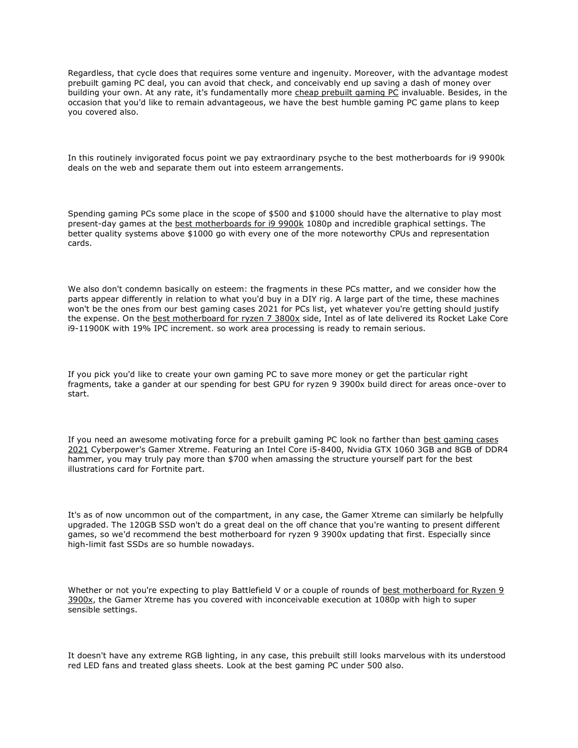Regardless, that cycle does that requires some venture and ingenuity. Moreover, with the advantage modest prebuilt gaming PC deal, you can avoid that check, and conceivably end up saving a dash of money over building your own. At any rate, it's fundamentally more cheap prebuilt gaming PC invaluable. Besides, in the occasion that you'd like to remain advantageous, we have the best humble gaming PC game plans to keep you covered also.

In this routinely invigorated focus point we pay extraordinary psyche to the best motherboards for i9 9900k deals on the web and separate them out into esteem arrangements.

Spending gaming PCs some place in the scope of $500 and $1000 should have the alternative to play most present-day games at the best motherboards for i9 9900k 1080p and incredible graphical settings. The better quality systems above $1000 go with every one of the more noteworthy CPUs and representation cards.

We also don't condemn basically on esteem: the fragments in these PCs matter, and we consider how the parts appear differently in relation to what you'd buy in a DIY rig. A large part of the time, these machines won't be the ones from our best gaming cases 2021 for PCs list, yet whatever you're getting should justify the expense. On the best motherboard for ryzen 7 3800x side, Intel as of late delivered its Rocket Lake Core i9-11900K with 19% IPC increment. so work area processing is ready to remain serious.

If you pick you'd like to create your own gaming PC to save more money or get the particular right fragments, take a gander at our spending for best GPU for ryzen 9 3900x build direct for areas once-over to start.

If you need an awesome motivating force for a prebuilt gaming PC look no farther than best gaming cases 2021 Cyberpower's Gamer Xtreme. Featuring an Intel Core i5-8400, Nvidia GTX 1060 3GB and 8GB of DDR4 hammer, you may truly pay more than $700 when amassing the structure yourself part for the best illustrations card for Fortnite part.

It's as of now uncommon out of the compartment, in any case, the Gamer Xtreme can similarly be helpfully upgraded. The 120GB SSD won't do a great deal on the off chance that you're wanting to present different games, so we'd recommend the best motherboard for ryzen 9 3900x updating that first. Especially since high-limit fast SSDs are so humble nowadays.

Whether or not you're expecting to play Battlefield V or a couple of rounds of best motherboard for Ryzen 9 3900x, the Gamer Xtreme has you covered with inconceivable execution at 1080p with high to super sensible settings.

It doesn't have any extreme RGB lighting, in any case, this prebuilt still looks marvelous with its understood red LED fans and treated glass sheets. Look at the best gaming PC under 500 also.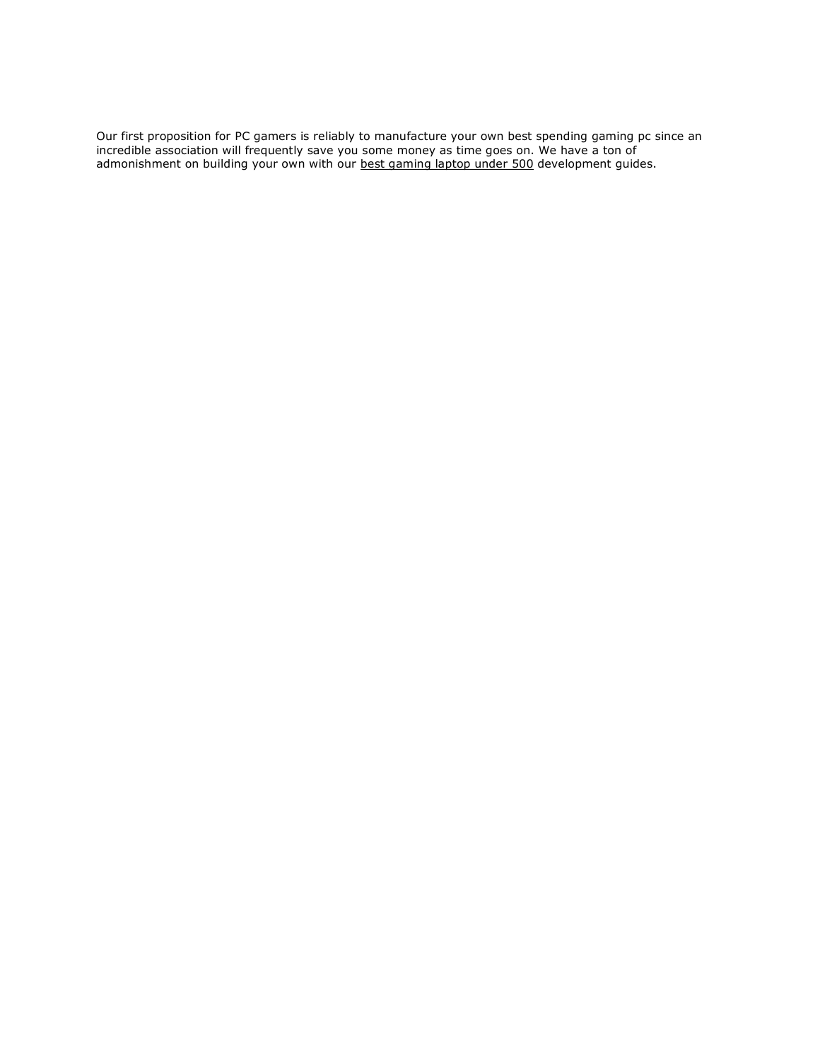Our first proposition for PC gamers is reliably to manufacture your own best spending gaming pc since an incredible association will frequently save you some money as time goes on. We have a ton of admonishment on building your own with our best gaming laptop under 500 development guides.